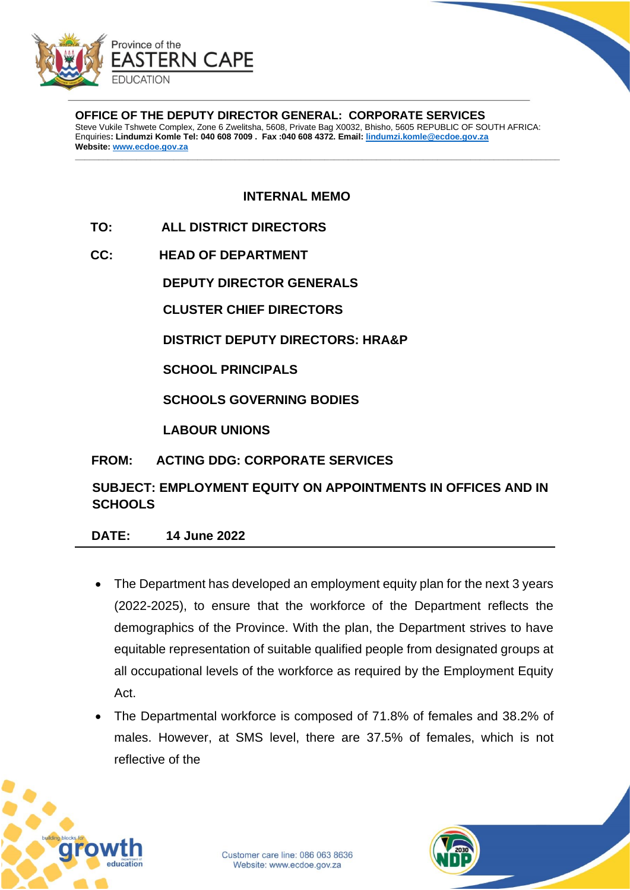Province of the
EASTERN CAPE
EDUCATION

**OFFICE OF THE DEPUTY DIRECTOR GENERAL: CORPORATE SERVICES**
Steve Vukile Tshwete Complex, Zone 6 Zwelitsha, 5608, Private Bag X0032, Bhisho, 5605 REPUBLIC OF SOUTH AFRICA:
Enquiries**: Lindumzi Komle Tel: 040 608 7009 . Fax :040 608 4372. Email: lindumzi.komle@ecdoe.gov.za**
**Website: www.ecdoe.gov.za**

## INTERNAL MEMO

**TO:** **ALL DISTRICT DIRECTORS**

**CC:** **HEAD OF DEPARTMENT**

**DEPUTY DIRECTOR GENERALS**

**CLUSTER CHIEF DIRECTORS**

**DISTRICT DEPUTY DIRECTORS: HRA&P**

**SCHOOL PRINCIPALS**

**SCHOOLS GOVERNING BODIES**

**LABOUR UNIONS**

**FROM:** **ACTING DDG: CORPORATE SERVICES**

**SUBJECT: EMPLOYMENT EQUITY ON APPOINTMENTS IN OFFICES AND IN SCHOOLS**

**DATE:** **14 June 2022**

---

- The Department has developed an employment equity plan for the next 3 years (2022-2025), to ensure that the workforce of the Department reflects the demographics of the Province. With the plan, the Department strives to have equitable representation of suitable qualified people from designated groups at all occupational levels of the workforce as required by the Employment Equity Act.
- The Departmental workforce is composed of 71.8% of females and 38.2% of males. However, at SMS level, there are 37.5% of females, which is not reflective of the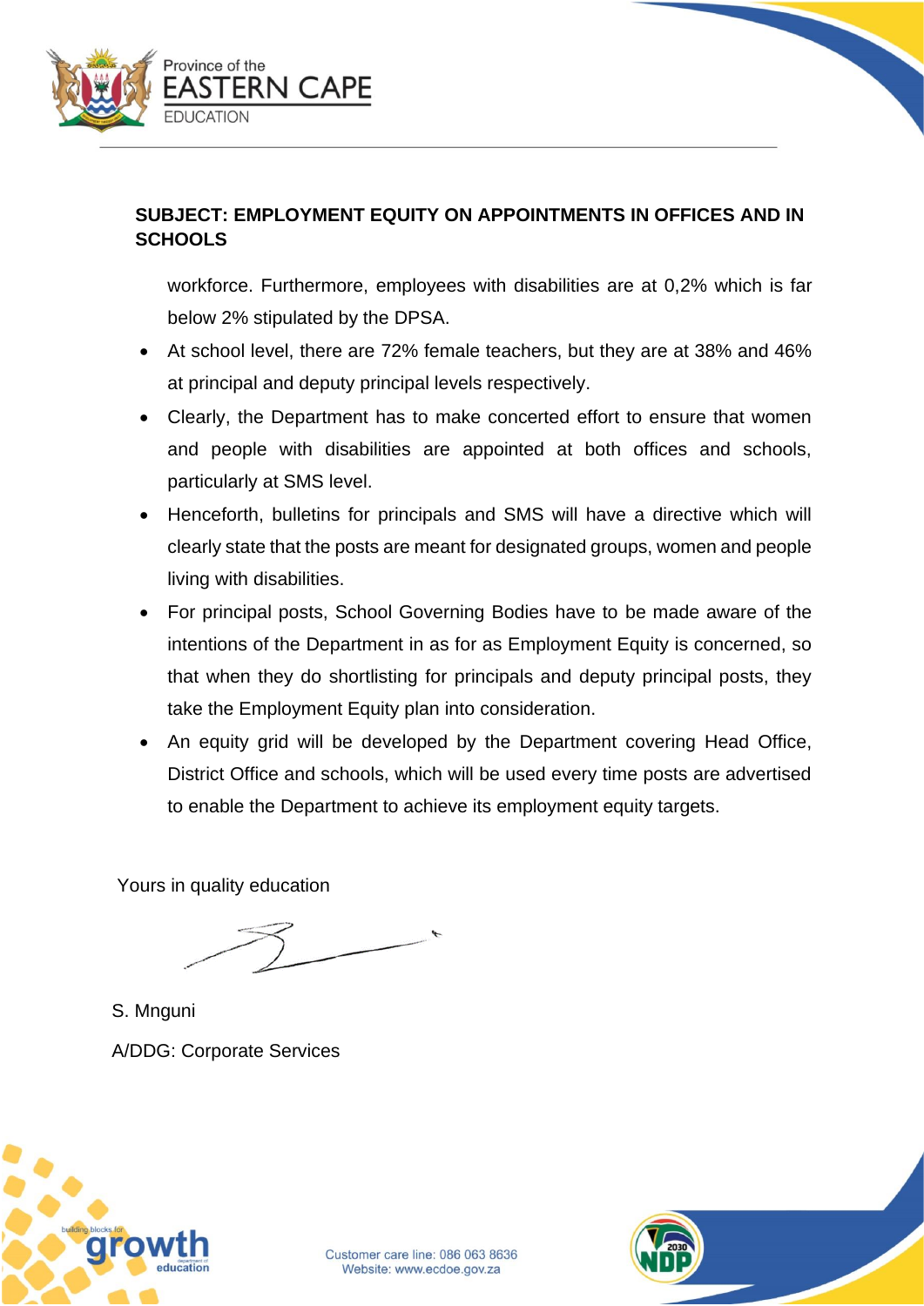**SUBJECT: EMPLOYMENT EQUITY ON APPOINTMENTS IN OFFICES AND IN SCHOOLS**

workforce. Furthermore, employees with disabilities are at 0,2% which is far below 2% stipulated by the DPSA.

- At school level, there are 72% female teachers, but they are at 38% and 46% at principal and deputy principal levels respectively.
- Clearly, the Department has to make concerted effort to ensure that women and people with disabilities are appointed at both offices and schools, particularly at SMS level.
- Henceforth, bulletins for principals and SMS will have a directive which will clearly state that the posts are meant for designated groups, women and people living with disabilities.
- For principal posts, School Governing Bodies have to be made aware of the intentions of the Department in as for as Employment Equity is concerned, so that when they do shortlisting for principals and deputy principal posts, they take the Employment Equity plan into consideration.
- An equity grid will be developed by the Department covering Head Office, District Office and schools, which will be used every time posts are advertised to enable the Department to achieve its employment equity targets.

Yours in quality education

S. Mnguni

A/DDG: Corporate Services